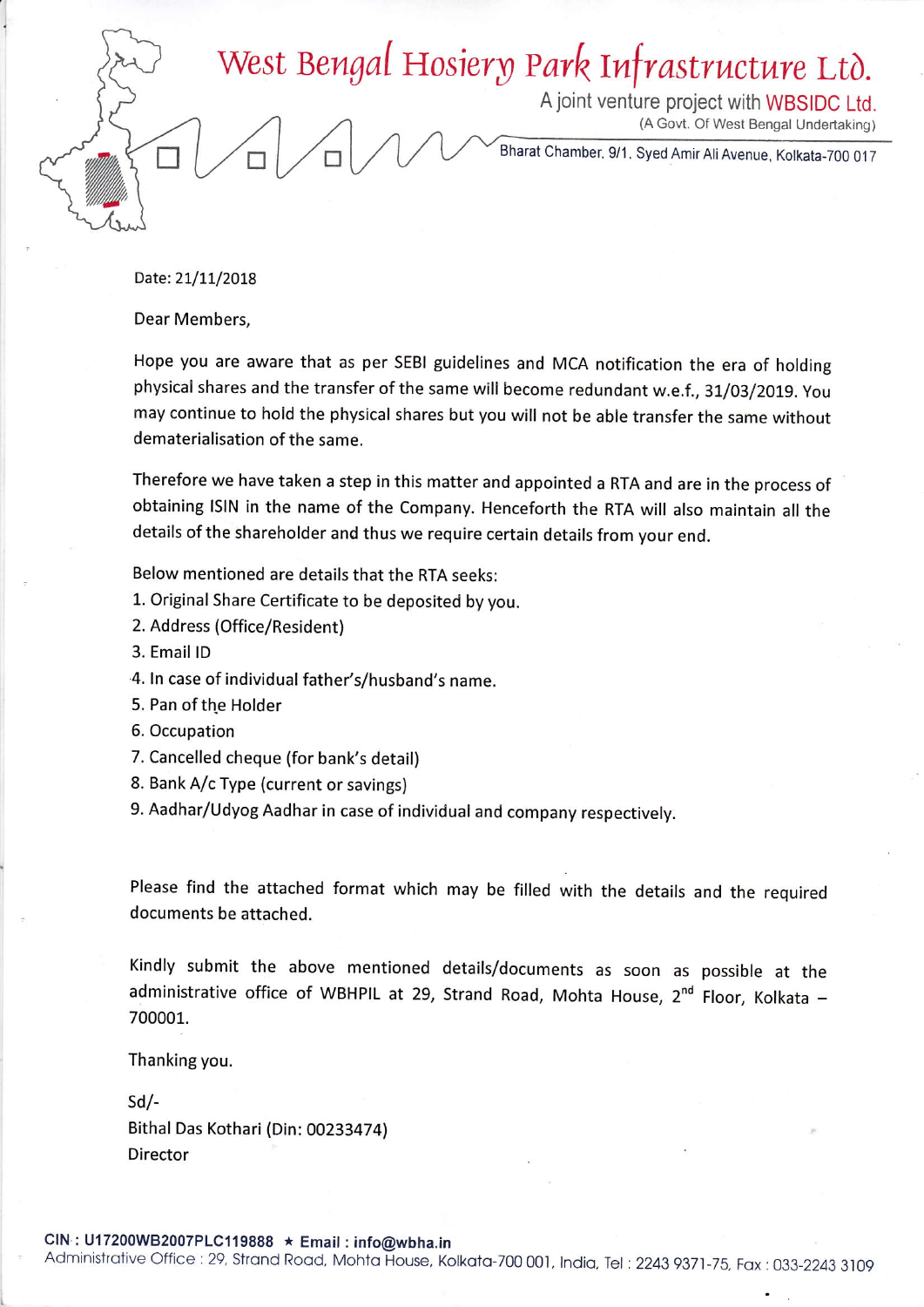# West Bengal Hosiery Park Infrastructure Ltd.

A joint venture project with WBSIDC Ltd.
(A Govt. Of West Bengal Undertaking)

Bharat Chamber, 9/1, Syed Amir Ali Avenue, Kolkata-700 017

Date: 21/11/2018

Dear Members,

Hope you are aware that as per SEBI guidelines and MCA notification the era of holding physical shares and the transfer of the same will become redundant w.e.f., 31/03/2019. You may continue to hold the physical shares but you will not be able transfer the same without dematerialisation of the same.

Therefore we have taken a step in this matter and appointed a RTA and are in the process of obtaining ISIN in the name of the Company. Henceforth the RTA will also maintain all the details of the shareholder and thus we require certain details from your end.

Below mentioned are details that the RTA seeks:

1. Original Share Certificate to be deposited by you.
2. Address (Office/Resident)
3. Email ID
4. In case of individual father's/husband's name.
5. Pan of the Holder
6. Occupation
7. Cancelled cheque (for bank's detail)
8. Bank A/c Type (current or savings)
9. Aadhar/Udyog Aadhar in case of individual and company respectively.

Please find the attached format which may be filled with the details and the required documents be attached.

Kindly submit the above mentioned details/documents as soon as possible at the administrative office of WBHPIL at 29, Strand Road, Mohta House, 2nd Floor, Kolkata – 700001.

Thanking you.

Sd/-
Bithal Das Kothari (Din: 00233474)
Director

**CIN : U17200WB2007PLC119888 ★ Email : info@wbha.in**
Administrative Office : 29, Strand Road, Mohta House, Kolkata-700 001, India, Tel : 2243 9371-75, Fax : 033-2243 3109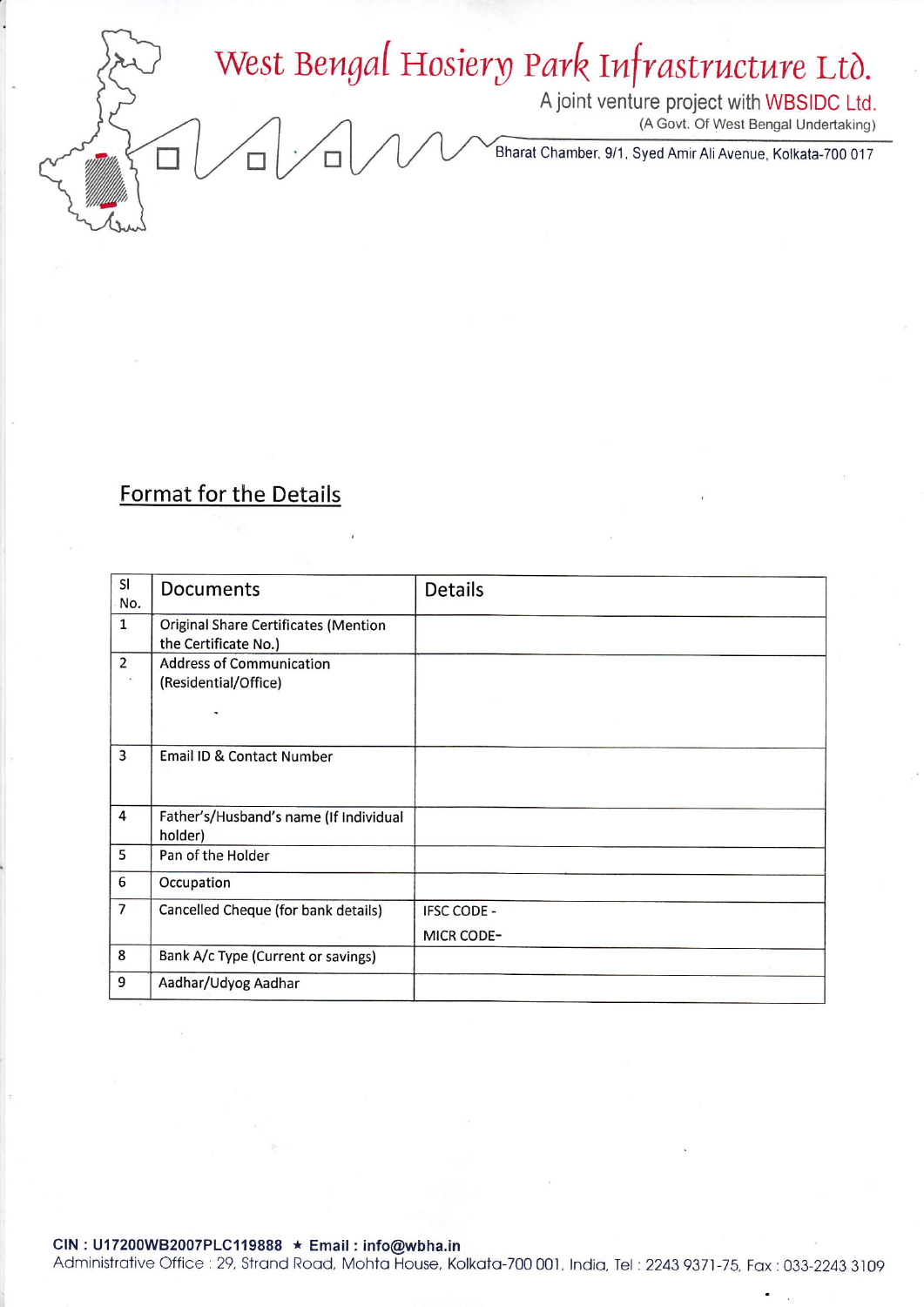# West Bengal Hosiery Park Infrastructure Ltd.

A joint venture project with WBSIDC Ltd.

(A Govt. Of West Bengal Undertaking)

Bharat Chamber, 9/1, Syed Amir Ali Avenue, Kolkata-700 017

## Format for the Details

| Sl No. | Documents | Details |
|---|---|---|
| 1 | Original Share Certificates (Mention the Certificate No.) | |
| 2 | Address of Communication (Residential/Office) | |
| 3 | Email ID & Contact Number | |
| 4 | Father's/Husband's name (If Individual holder) | |
| 5 | Pan of the Holder | |
| 6 | Occupation | |
| 7 | Cancelled Cheque (for bank details) | IFSC CODE -<br>MICR CODE- |
| 8 | Bank A/c Type (Current or savings) | |
| 9 | Aadhar/Udyog Aadhar | |

**CIN : U17200WB2007PLC119888 ★ Email : info@wbha.in**

Administrative Office : 29, Strand Road, Mohta House, Kolkata-700 001, India, Tel : 2243 9371-75, Fax : 033-2243 3109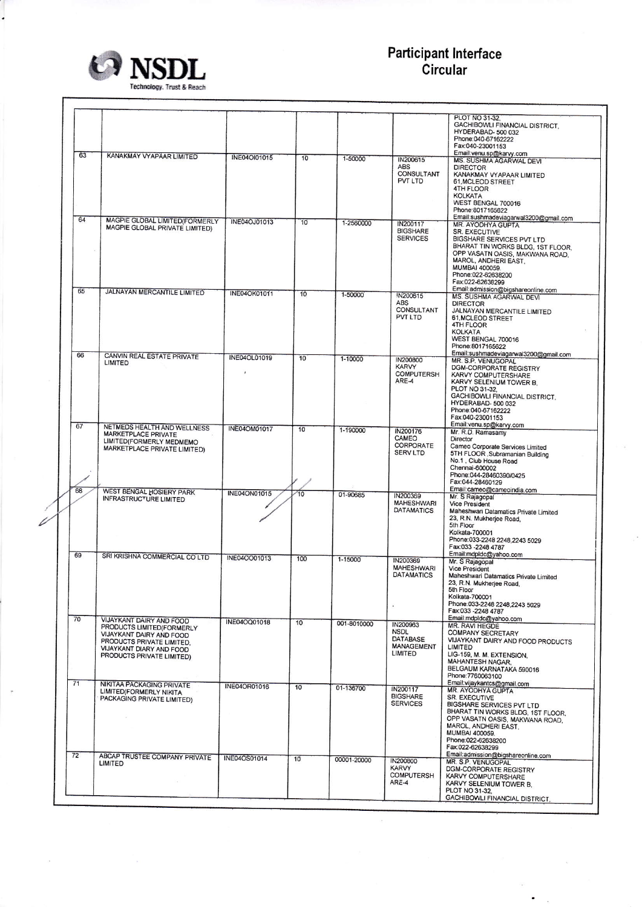# Participant Interface Circular

| | | | | | | |
|---|---|---|---|---|---|---|
| | | | | | | PLOT NO 31-32, GACHIBOWLI FINANCIAL DISTRICT, HYDERABAD- 500 032 Phone:040-67162222 Fax:040-23001153 Email:venu.sp@karvy.com |
| 63 | KANAKMAY VYAPAAR LIMITED | INE04OI01015 | 10 | 1-50000 | IN200615 ABS CONSULTANT PVT LTD | MS. SUSHMA AGARWAL DEVI DIRECTOR KANAKMAY VYAPAAR LIMITED 61,MCLEOD STREET 4TH FLOOR KOLKATA WEST BENGAL 700016 Phone:8017165622 Email:sushmadeviagarwal3200@gmail.com |
| 64 | MAGPIE GLOBAL LIMITED(FORMERLY MAGPIE GLOBAL PRIVATE LIMITED) | INE04OJ01013 | 10 | 1-2560000 | IN200117 BIGSHARE SERVICES | MR. AYODHYA GUPTA SR. EXECUTIVE BIGSHARE SERVICES PVT LTD BHARAT TIN WORKS BLDG, 1ST FLOOR, OPP VASATN OASIS, MAKWANA ROAD, MAROL, ANDHERI EAST, MUMBAI 400059. Phone:022-62638200 Fax:022-62638299 Email:admission@bigshareonline.com |
| 65 | JALNAYAN MERCANTILE LIMITED | INE04OK01011 | 10 | 1-50000 | IN200615 ABS CONSULTANT PVT LTD | MS. SUSHMA AGARWAL DEVI DIRECTOR JALNAYAN MERCANTILE LIMITED 61,MCLEOD STREET 4TH FLOOR KOLKATA WEST BENGAL 700016 Phone:8017165622 Email:sushmadeviagarwal3200@gmail.com |
| 66 | CANVIN REAL ESTATE PRIVATE LIMITED | INE04OL01019 | 10 | 1-10000 | IN200800 KARVY COMPUTERSHARE-4 | MR. S.P. VENUGOPAL DGM-CORPORATE REGISTRY KARVY COMPUTERSHARE KARVY SELENIUM TOWER B, PLOT NO 31-32, GACHIBOWLI FINANCIAL DISTRICT, HYDERABAD- 500 032 Phone:040-67162222 Fax:040-23001153 Email:venu.sp@karvy.com |
| 67 | NETMEDS HEALTH AND WELLNESS MARKETPLACE PRIVATE LIMITED(FORMERLY MEDMEMO MARKETPLACE PRIVATE LIMITED) | INE04OM01017 | 10 | 1-190000 | IN200176 CAMEO CORPORATE SERV LTD | Mr. R.D. Ramasamy Director Cameo Corporate Services Limited 5TH FLOOR ,Subramanian Building No.1 , Club House Road Chennai-600002 Phone:044-28460390/0425 Fax:044-28460129 Email:cameo@cameoindia.com |
| 68 | WEST BENGAL HOSIERY PARK INFRASTRUCTURE LIMITED | INE04ON01015 | 10 | 01-90685 | IN200369 MAHESHWARI DATAMATICS | Mr. S Rajagopal Vice President Maheshwari Datamatics Private Limited 23, R.N. Mukherjee Road, 5th Floor Kolkata-700001 Phone:033-2248 2248,2243 5029 Fax:033 -2248 4787 Email:mdpldc@yahoo.com |
| 69 | SRI KRISHNA COMMERCIAL CO LTD | INE04OO01013 | 100 | 1-15000 | IN200369 MAHESHWARI DATAMATICS | Mr. S Rajagopal Vice President Maheshwari Datamatics Private Limited 23, R.N. Mukherjee Road, 5th Floor Kolkata-700001 Phone:033-2248 2248,2243 5029 Fax:033 -2248 4787 Email:mdpldc@yahoo.com |
| 70 | VIJAYKANT DAIRY AND FOOD PRODUCTS LIMITED(FORMERLY VIJAYKANT DAIRY AND FOOD PRODUCTS PRIVATE LIMITED, VIJAYKANT DIARY AND FOOD PRODUCTS PRIVATE LIMITED) | INE04OQ01018 | 10 | 001-8010000 | IN200963 NSDL DATABASE MANAGEMENT LIMITED | MR. RAVI HEGDE COMPANY SECRETARY VIJAYKANT DAIRY AND FOOD PRODUCTS LIMITED LIG-159, M. M. EXTENSION, MAHANTESH NAGAR, BELGAUM KARNATAKA 590016 Phone:7760063100 Email:vijaykantcs@gmail.com |
| 71 | NIKITAA PACKAGING PRIVATE LIMITED(FORMERLY NIKITA PACKAGING PRIVATE LIMITED) | INE04OR01016 | 10 | 01-136700 | IN200117 BIGSHARE SERVICES | MR. AYODHYA GUPTA SR. EXECUTIVE BIGSHARE SERVICES PVT LTD BHARAT TIN WORKS BLDG, 1ST FLOOR, OPP VASATN OASIS, MAKWANA ROAD, MAROL, ANDHERI EAST, MUMBAI 400059. Phone:022-62638200 Fax:022-62638299 Email:admission@bigshareonline.com |
| 72 | ABCAP TRUSTEE COMPANY PRIVATE LIMITED | INE04OS01014 | 10 | 00001-20000 | IN200800 KARVY COMPUTERSHARE-4 | MR. S.P. VENUGOPAL DGM-CORPORATE REGISTRY KARVY COMPUTERSHARE KARVY SELENIUM TOWER B, PLOT NO 31-32, GACHIBOWLI FINANCIAL DISTRICT, |